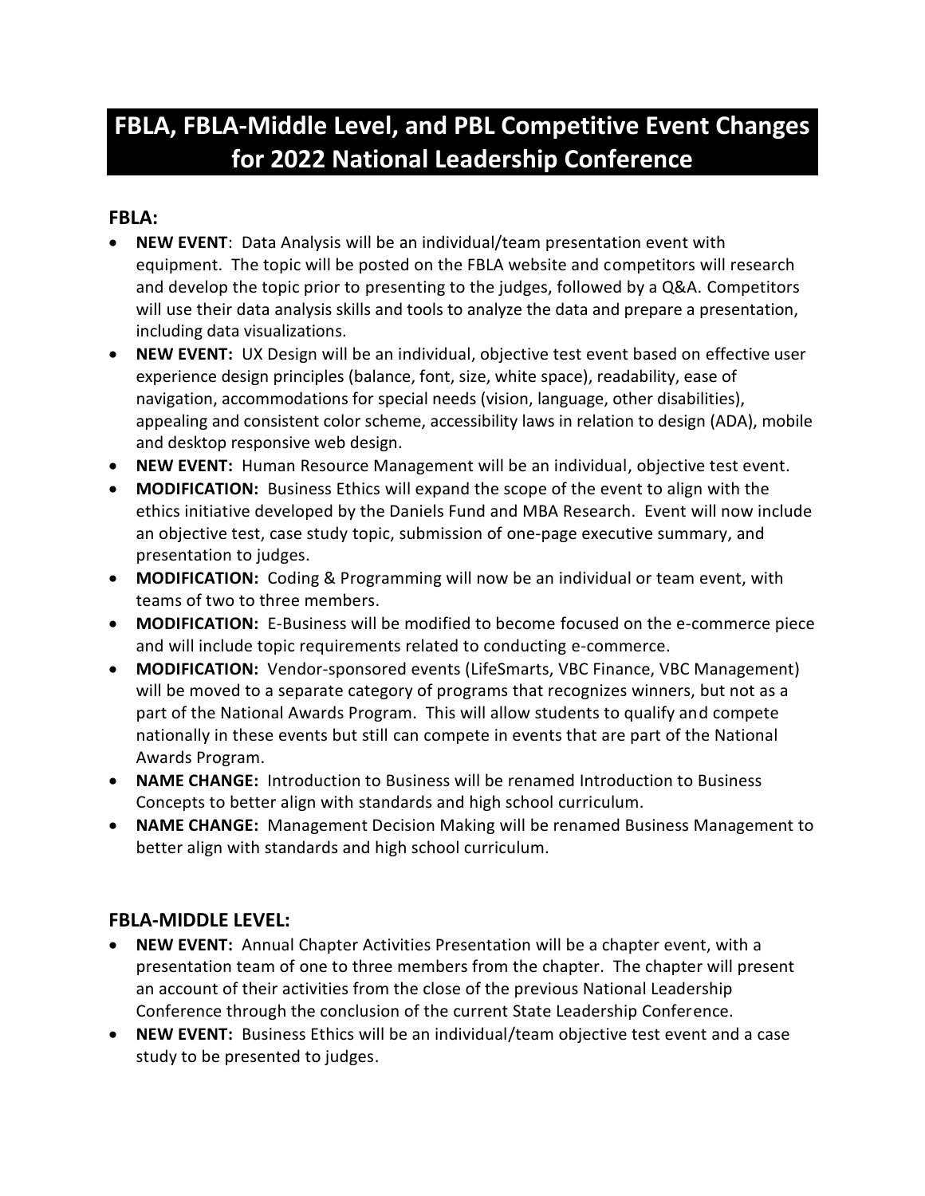# FBLA, FBLA-Middle Level, and PBL Competitive Event Changes for 2022 National Leadership Conference

## FBLA:

- **NEW EVENT**: Data Analysis will be an individual/team presentation event with equipment. The topic will be posted on the FBLA website and competitors will research and develop the topic prior to presenting to the judges, followed by a Q&A. Competitors will use their data analysis skills and tools to analyze the data and prepare a presentation, including data visualizations.
- **NEW EVENT:** UX Design will be an individual, objective test event based on effective user experience design principles (balance, font, size, white space), readability, ease of navigation, accommodations for special needs (vision, language, other disabilities), appealing and consistent color scheme, accessibility laws in relation to design (ADA), mobile and desktop responsive web design.
- **NEW EVENT:** Human Resource Management will be an individual, objective test event.
- **MODIFICATION:** Business Ethics will expand the scope of the event to align with the ethics initiative developed by the Daniels Fund and MBA Research. Event will now include an objective test, case study topic, submission of one-page executive summary, and presentation to judges.
- **MODIFICATION:** Coding & Programming will now be an individual or team event, with teams of two to three members.
- **MODIFICATION:** E-Business will be modified to become focused on the e-commerce piece and will include topic requirements related to conducting e-commerce.
- **MODIFICATION:** Vendor-sponsored events (LifeSmarts, VBC Finance, VBC Management) will be moved to a separate category of programs that recognizes winners, but not as a part of the National Awards Program. This will allow students to qualify and compete nationally in these events but still can compete in events that are part of the National Awards Program.
- **NAME CHANGE:** Introduction to Business will be renamed Introduction to Business Concepts to better align with standards and high school curriculum.
- **NAME CHANGE:** Management Decision Making will be renamed Business Management to better align with standards and high school curriculum.

## FBLA-MIDDLE LEVEL:

- **NEW EVENT:** Annual Chapter Activities Presentation will be a chapter event, with a presentation team of one to three members from the chapter. The chapter will present an account of their activities from the close of the previous National Leadership Conference through the conclusion of the current State Leadership Conference.
- **NEW EVENT:** Business Ethics will be an individual/team objective test event and a case study to be presented to judges.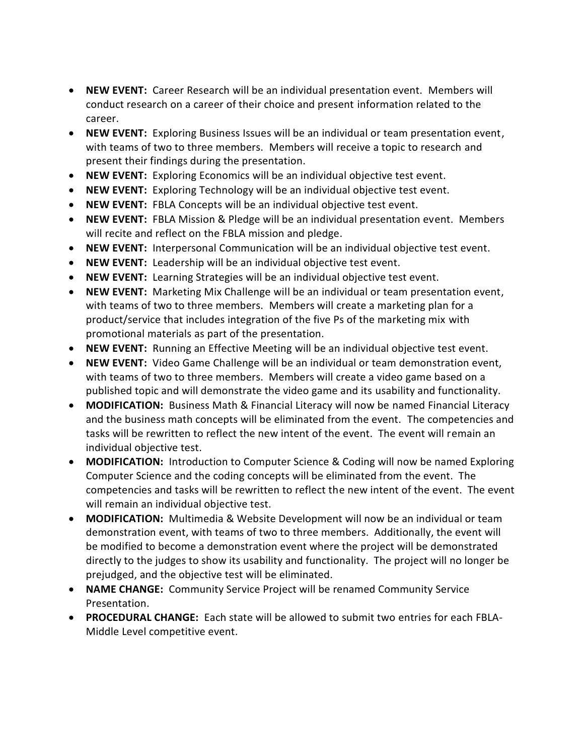- **NEW EVENT:** Career Research will be an individual presentation event. Members will conduct research on a career of their choice and present information related to the career.
- **NEW EVENT:** Exploring Business Issues will be an individual or team presentation event, with teams of two to three members. Members will receive a topic to research and present their findings during the presentation.
- **NEW EVENT:** Exploring Economics will be an individual objective test event.
- **NEW EVENT:** Exploring Technology will be an individual objective test event.
- **NEW EVENT:** FBLA Concepts will be an individual objective test event.
- **NEW EVENT:** FBLA Mission & Pledge will be an individual presentation event. Members will recite and reflect on the FBLA mission and pledge.
- **NEW EVENT:** Interpersonal Communication will be an individual objective test event.
- **NEW EVENT:** Leadership will be an individual objective test event.
- **NEW EVENT:** Learning Strategies will be an individual objective test event.
- **NEW EVENT:** Marketing Mix Challenge will be an individual or team presentation event, with teams of two to three members. Members will create a marketing plan for a product/service that includes integration of the five Ps of the marketing mix with promotional materials as part of the presentation.
- **NEW EVENT:** Running an Effective Meeting will be an individual objective test event.
- **NEW EVENT:** Video Game Challenge will be an individual or team demonstration event, with teams of two to three members. Members will create a video game based on a published topic and will demonstrate the video game and its usability and functionality.
- **MODIFICATION:** Business Math & Financial Literacy will now be named Financial Literacy and the business math concepts will be eliminated from the event. The competencies and tasks will be rewritten to reflect the new intent of the event. The event will remain an individual objective test.
- **MODIFICATION:** Introduction to Computer Science & Coding will now be named Exploring Computer Science and the coding concepts will be eliminated from the event. The competencies and tasks will be rewritten to reflect the new intent of the event. The event will remain an individual objective test.
- **MODIFICATION:** Multimedia & Website Development will now be an individual or team demonstration event, with teams of two to three members. Additionally, the event will be modified to become a demonstration event where the project will be demonstrated directly to the judges to show its usability and functionality. The project will no longer be prejudged, and the objective test will be eliminated.
- **NAME CHANGE:** Community Service Project will be renamed Community Service Presentation.
- **PROCEDURAL CHANGE:** Each state will be allowed to submit two entries for each FBLA-Middle Level competitive event.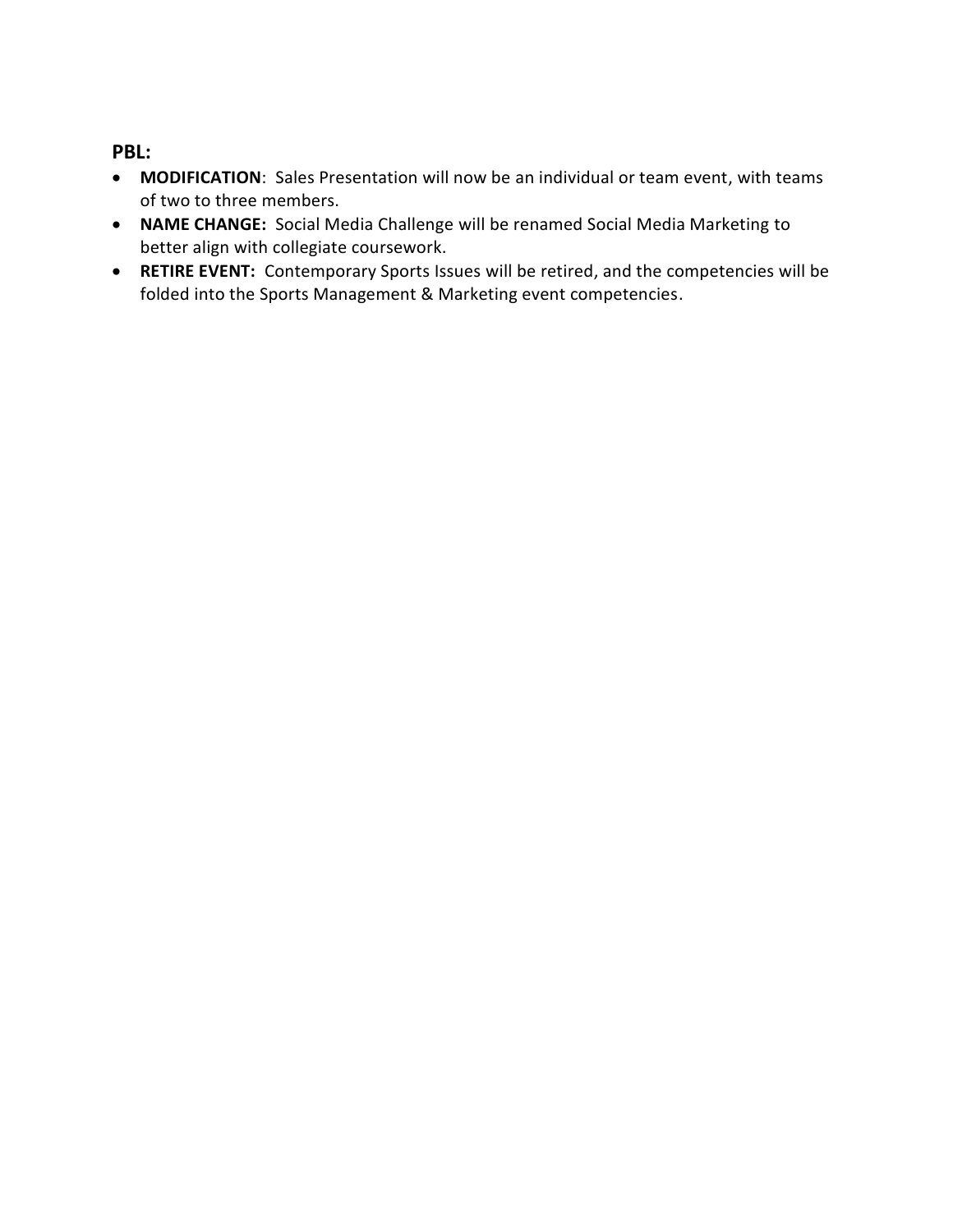**PBL:**

- **MODIFICATION**: Sales Presentation will now be an individual or team event, with teams of two to three members.
- **NAME CHANGE:** Social Media Challenge will be renamed Social Media Marketing to better align with collegiate coursework.
- **RETIRE EVENT:** Contemporary Sports Issues will be retired, and the competencies will be folded into the Sports Management & Marketing event competencies.